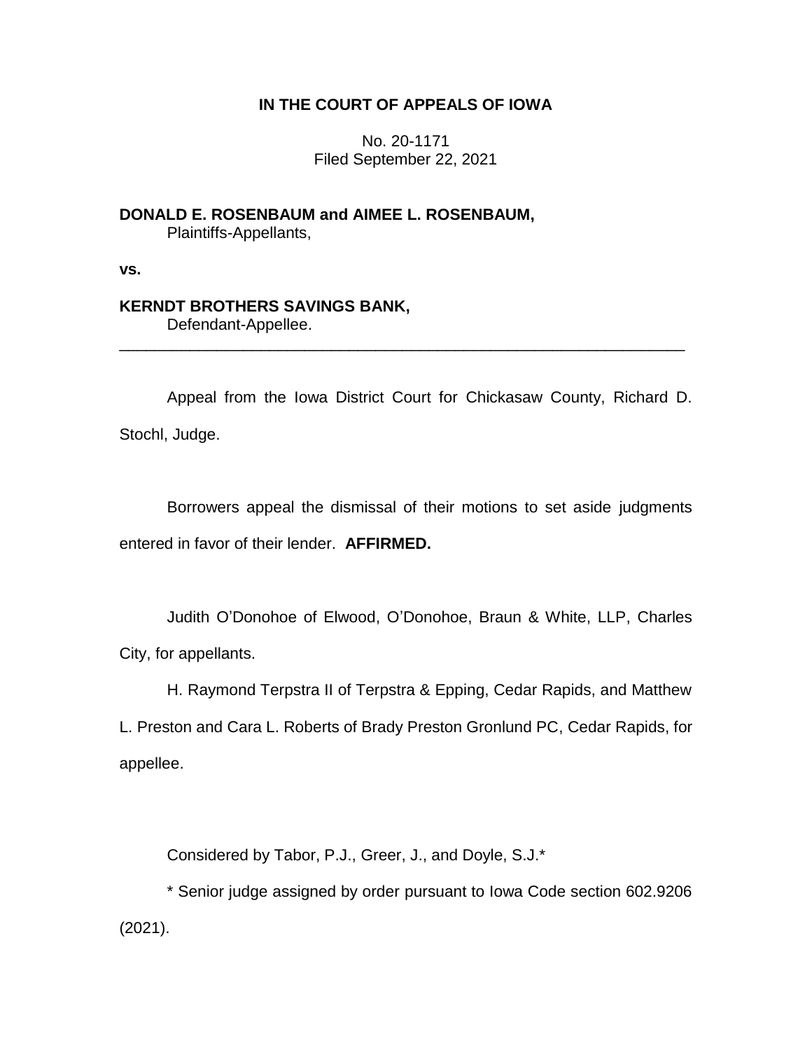# IN THE COURT OF APPEALS OF IOWA

No. 20-1171
Filed September 22, 2021

**DONALD E. ROSENBAUM and AIMEE L. ROSENBAUM,**
Plaintiffs-Appellants,

**vs.**

**KERNDT BROTHERS SAVINGS BANK,**
Defendant-Appellee.

---

Appeal from the Iowa District Court for Chickasaw County, Richard D. Stochl, Judge.

Borrowers appeal the dismissal of their motions to set aside judgments entered in favor of their lender. **AFFIRMED.**

Judith O'Donohoe of Elwood, O'Donohoe, Braun & White, LLP, Charles City, for appellants.

H. Raymond Terpstra II of Terpstra & Epping, Cedar Rapids, and Matthew L. Preston and Cara L. Roberts of Brady Preston Gronlund PC, Cedar Rapids, for appellee.

Considered by Tabor, P.J., Greer, J., and Doyle, S.J.*

\* Senior judge assigned by order pursuant to Iowa Code section 602.9206 (2021).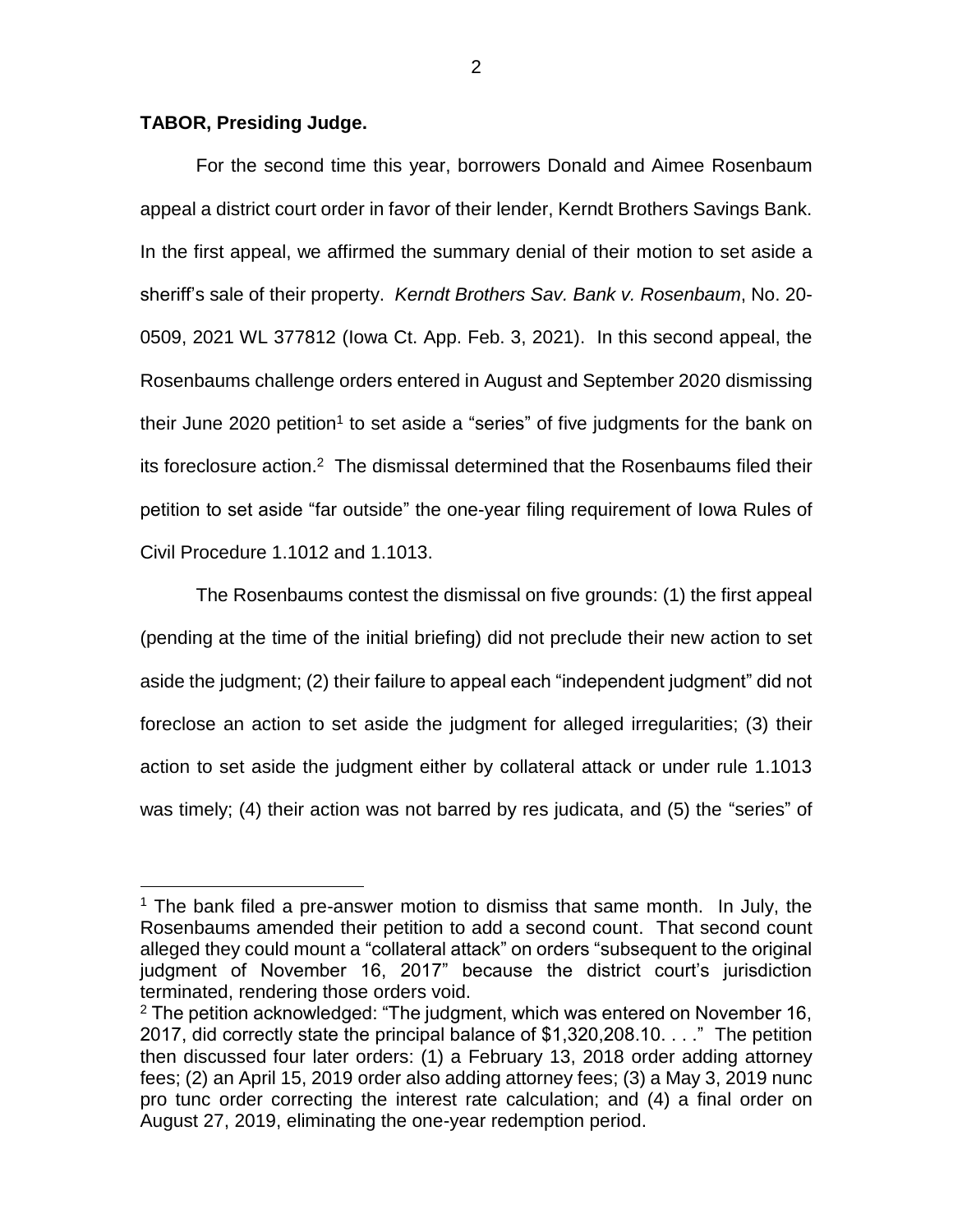**TABOR, Presiding Judge.**

For the second time this year, borrowers Donald and Aimee Rosenbaum appeal a district court order in favor of their lender, Kerndt Brothers Savings Bank. In the first appeal, we affirmed the summary denial of their motion to set aside a sheriff's sale of their property. *Kerndt Brothers Sav. Bank v. Rosenbaum*, No. 20-0509, 2021 WL 377812 (Iowa Ct. App. Feb. 3, 2021). In this second appeal, the Rosenbaums challenge orders entered in August and September 2020 dismissing their June 2020 petition[1] to set aside a "series" of five judgments for the bank on its foreclosure action.[2] The dismissal determined that the Rosenbaums filed their petition to set aside "far outside" the one-year filing requirement of Iowa Rules of Civil Procedure 1.1012 and 1.1013.

The Rosenbaums contest the dismissal on five grounds: (1) the first appeal (pending at the time of the initial briefing) did not preclude their new action to set aside the judgment; (2) their failure to appeal each "independent judgment" did not foreclose an action to set aside the judgment for alleged irregularities; (3) their action to set aside the judgment either by collateral attack or under rule 1.1013 was timely; (4) their action was not barred by res judicata, and (5) the "series" of

---

[1] The bank filed a pre-answer motion to dismiss that same month. In July, the Rosenbaums amended their petition to add a second count. That second count alleged they could mount a "collateral attack" on orders "subsequent to the original judgment of November 16, 2017" because the district court's jurisdiction terminated, rendering those orders void.

[2] The petition acknowledged: "The judgment, which was entered on November 16, 2017, did correctly state the principal balance of $1,320,208.10. . . ." The petition then discussed four later orders: (1) a February 13, 2018 order adding attorney fees; (2) an April 15, 2019 order also adding attorney fees; (3) a May 3, 2019 nunc pro tunc order correcting the interest rate calculation; and (4) a final order on August 27, 2019, eliminating the one-year redemption period.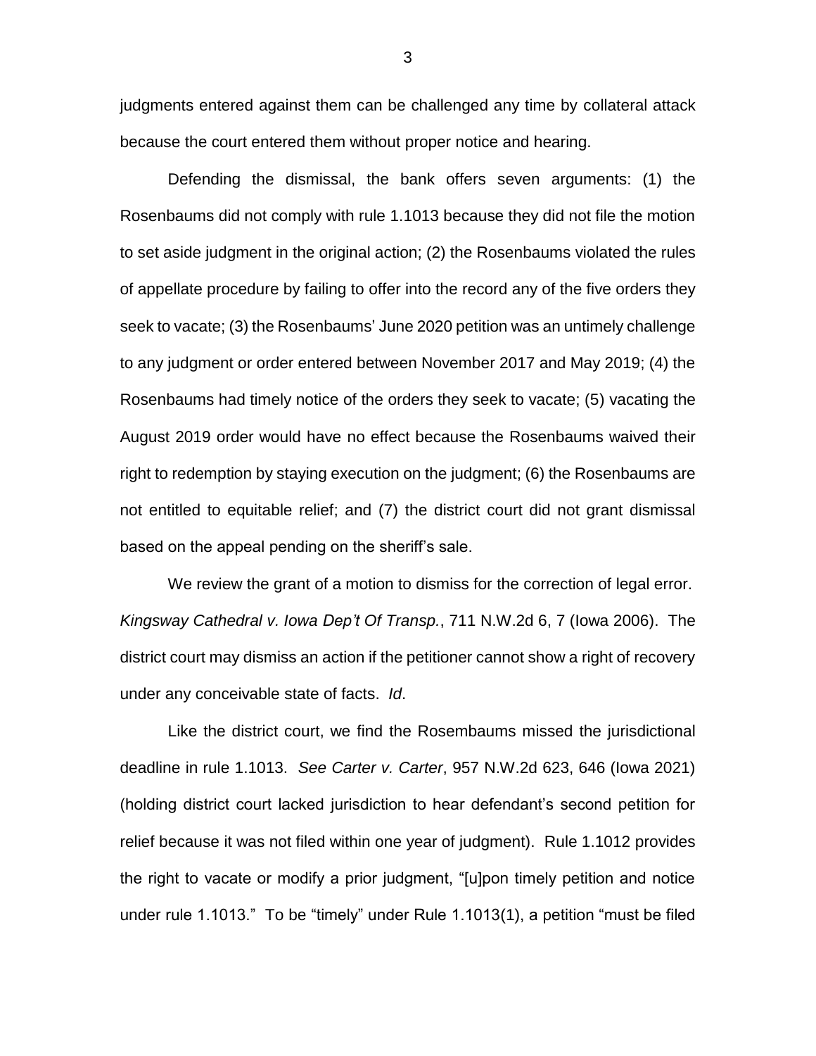judgments entered against them can be challenged any time by collateral attack because the court entered them without proper notice and hearing.

Defending the dismissal, the bank offers seven arguments: (1) the Rosenbaums did not comply with rule 1.1013 because they did not file the motion to set aside judgment in the original action; (2) the Rosenbaums violated the rules of appellate procedure by failing to offer into the record any of the five orders they seek to vacate; (3) the Rosenbaums' June 2020 petition was an untimely challenge to any judgment or order entered between November 2017 and May 2019; (4) the Rosenbaums had timely notice of the orders they seek to vacate; (5) vacating the August 2019 order would have no effect because the Rosenbaums waived their right to redemption by staying execution on the judgment; (6) the Rosenbaums are not entitled to equitable relief; and (7) the district court did not grant dismissal based on the appeal pending on the sheriff's sale.

We review the grant of a motion to dismiss for the correction of legal error. *Kingsway Cathedral v. Iowa Dep't Of Transp.*, 711 N.W.2d 6, 7 (Iowa 2006). The district court may dismiss an action if the petitioner cannot show a right of recovery under any conceivable state of facts. *Id*.

Like the district court, we find the Rosembaums missed the jurisdictional deadline in rule 1.1013. *See Carter v. Carter*, 957 N.W.2d 623, 646 (Iowa 2021) (holding district court lacked jurisdiction to hear defendant's second petition for relief because it was not filed within one year of judgment). Rule 1.1012 provides the right to vacate or modify a prior judgment, "[u]pon timely petition and notice under rule 1.1013." To be "timely" under Rule 1.1013(1), a petition "must be filed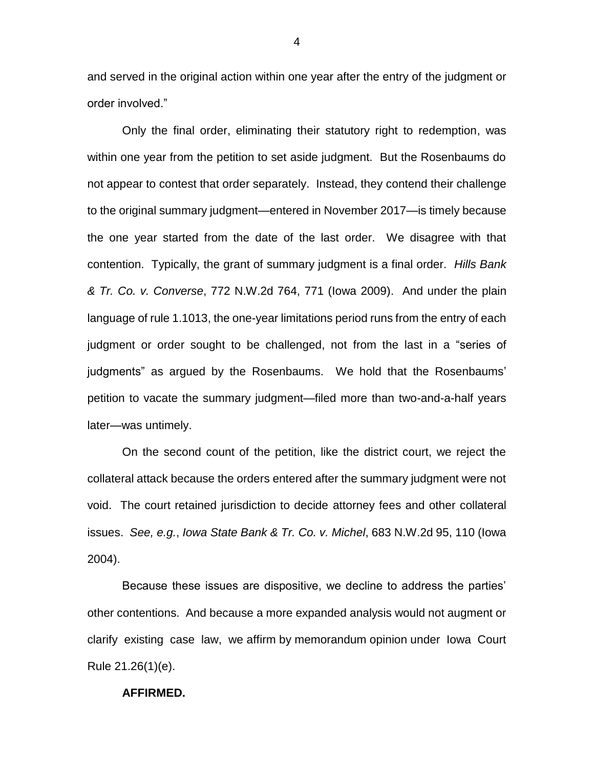and served in the original action within one year after the entry of the judgment or order involved."

Only the final order, eliminating their statutory right to redemption, was within one year from the petition to set aside judgment. But the Rosenbaums do not appear to contest that order separately. Instead, they contend their challenge to the original summary judgment—entered in November 2017—is timely because the one year started from the date of the last order. We disagree with that contention. Typically, the grant of summary judgment is a final order. *Hills Bank & Tr. Co. v. Converse*, 772 N.W.2d 764, 771 (Iowa 2009). And under the plain language of rule 1.1013, the one-year limitations period runs from the entry of each judgment or order sought to be challenged, not from the last in a "series of judgments" as argued by the Rosenbaums. We hold that the Rosenbaums' petition to vacate the summary judgment—filed more than two-and-a-half years later—was untimely.

On the second count of the petition, like the district court, we reject the collateral attack because the orders entered after the summary judgment were not void. The court retained jurisdiction to decide attorney fees and other collateral issues. *See, e.g.*, *Iowa State Bank & Tr. Co. v. Michel*, 683 N.W.2d 95, 110 (Iowa 2004).

Because these issues are dispositive, we decline to address the parties' other contentions. And because a more expanded analysis would not augment or clarify existing case law, we affirm by memorandum opinion under Iowa Court Rule 21.26(1)(e).

**AFFIRMED.**